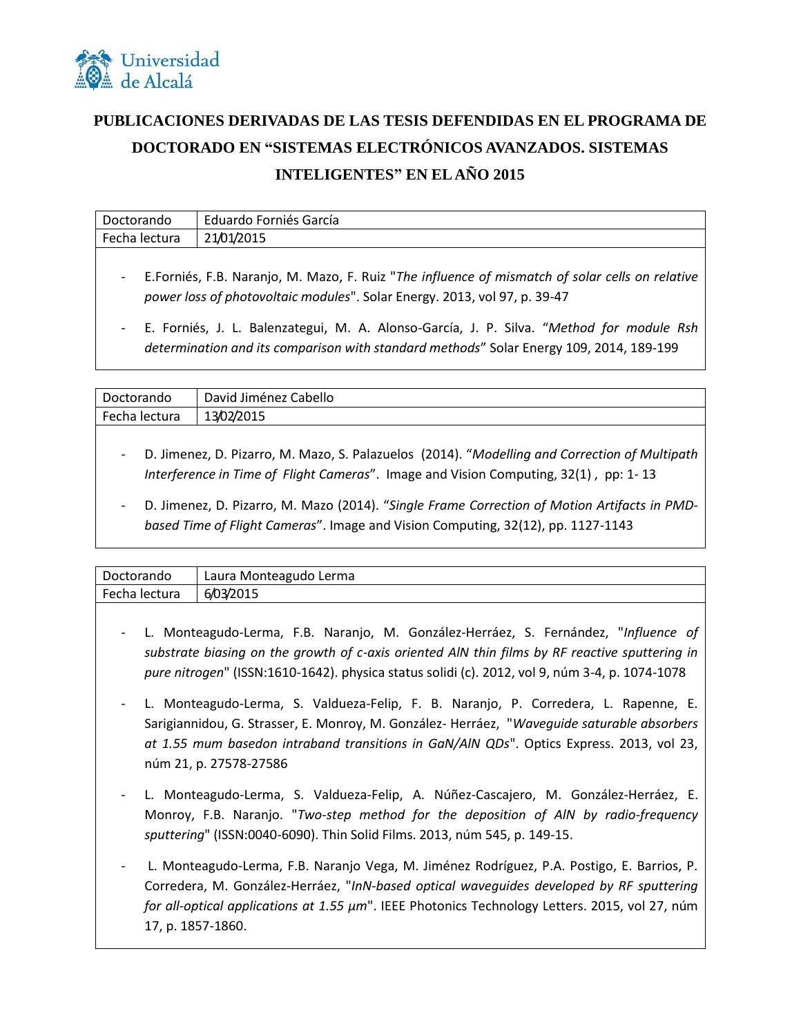Universidad de Alcalá

# PUBLICACIONES DERIVADAS DE LAS TESIS DEFENDIDAS EN EL PROGRAMA DE DOCTORADO EN "SISTEMAS ELECTRÓNICOS AVANZADOS. SISTEMAS INTELIGENTES" EN EL AÑO 2015

| Doctorando | Eduardo Forniés García |
|---|---|
| Fecha lectura | 21/01/2015 |

- E.Forniés, F.B. Naranjo, M. Mazo, F. Ruiz "*The influence of mismatch of solar cells on relative power loss of photovoltaic modules*". Solar Energy. 2013, vol 97, p. 39-47
- E. Forniés, J. L. Balenzategui, M. A. Alonso-García, J. P. Silva. "*Method for module Rsh determination and its comparison with standard methods*" Solar Energy 109, 2014, 189-199

| Doctorando | David Jiménez Cabello |
|---|---|
| Fecha lectura | 13/02/2015 |

- D. Jimenez, D. Pizarro, M. Mazo, S. Palazuelos (2014). "*Modelling and Correction of Multipath Interference in Time of Flight Cameras*". Image and Vision Computing, 32(1) , pp: 1- 13
- D. Jimenez, D. Pizarro, M. Mazo (2014). "*Single Frame Correction of Motion Artifacts in PMD-based Time of Flight Cameras*". Image and Vision Computing, 32(12), pp. 1127-1143

| Doctorando | Laura Monteagudo Lerma |
|---|---|
| Fecha lectura | 6/03/2015 |

- L. Monteagudo-Lerma, F.B. Naranjo, M. González-Herráez, S. Fernández, "*Influence of substrate biasing on the growth of c-axis oriented AlN thin films by RF reactive sputtering in pure nitrogen*" (ISSN:1610-1642). physica status solidi (c). 2012, vol 9, núm 3-4, p. 1074-1078
- L. Monteagudo-Lerma, S. Valdueza-Felip, F. B. Naranjo, P. Corredera, L. Rapenne, E. Sarigiannidou, G. Strasser, E. Monroy, M. González- Herráez, "*Waveguide saturable absorbers at 1.55 mum basedon intraband transitions in GaN/AlN QDs*". Optics Express. 2013, vol 23, núm 21, p. 27578-27586
- L. Monteagudo-Lerma, S. Valdueza-Felip, A. Núñez-Cascajero, M. González-Herráez, E. Monroy, F.B. Naranjo. "*Two-step method for the deposition of AlN by radio-frequency sputtering*" (ISSN:0040-6090). Thin Solid Films. 2013, núm 545, p. 149-15.
- L. Monteagudo-Lerma, F.B. Naranjo Vega, M. Jiménez Rodríguez, P.A. Postigo, E. Barrios, P. Corredera, M. González-Herráez, "*InN-based optical waveguides developed by RF sputtering for all-optical applications at 1.55 µm*". IEEE Photonics Technology Letters. 2015, vol 27, núm 17, p. 1857-1860.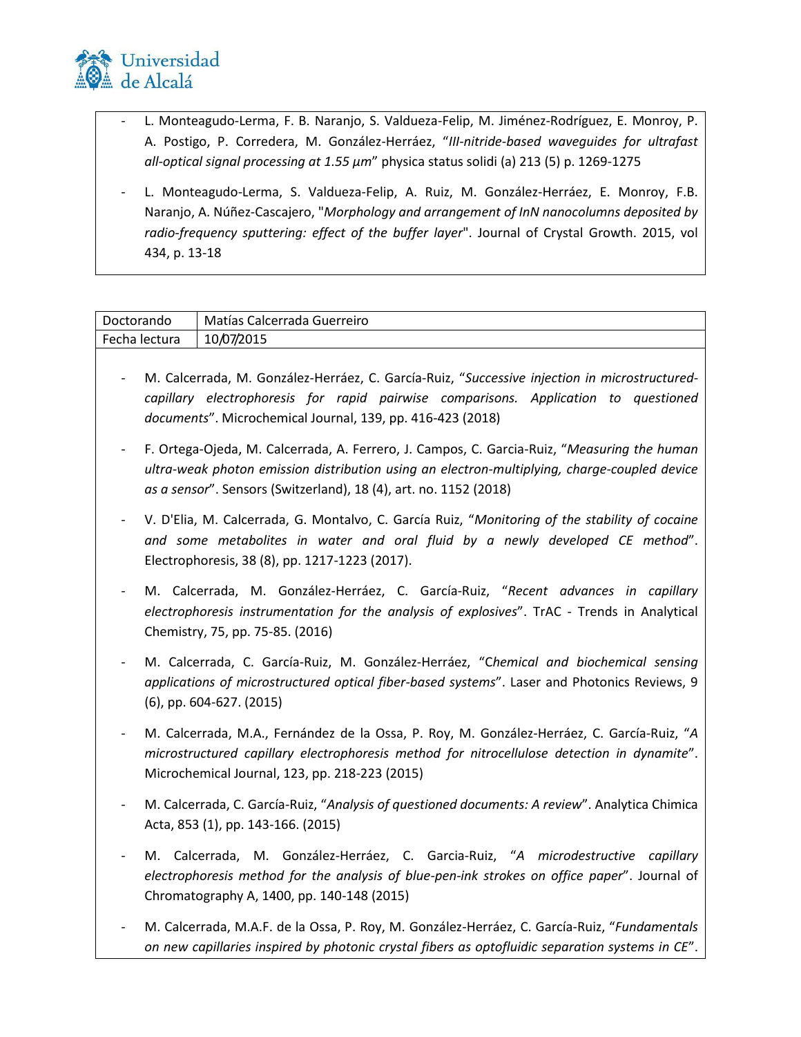- L. Monteagudo-Lerma, F. B. Naranjo, S. Valdueza-Felip, M. Jiménez-Rodríguez, E. Monroy, P. A. Postigo, P. Corredera, M. González-Herráez, "*III-nitride-based waveguides for ultrafast all-optical signal processing at 1.55 µm*" physica status solidi (a) 213 (5) p. 1269-1275
- L. Monteagudo-Lerma, S. Valdueza-Felip, A. Ruiz, M. González-Herráez, E. Monroy, F.B. Naranjo, A. Núñez-Cascajero, "*Morphology and arrangement of InN nanocolumns deposited by radio-frequency sputtering: effect of the buffer layer*". Journal of Crystal Growth. 2015, vol 434, p. 13-18

| Doctorando | Matías Calcerrada Guerreiro |
| --- | --- |
| Fecha lectura | 10/07/2015 |

- M. Calcerrada, M. González-Herráez, C. García-Ruiz, "*Successive injection in microstructured-capillary electrophoresis for rapid pairwise comparisons. Application to questioned documents*". Microchemical Journal, 139, pp. 416-423 (2018)
- F. Ortega-Ojeda, M. Calcerrada, A. Ferrero, J. Campos, C. Garcia-Ruiz, "*Measuring the human ultra-weak photon emission distribution using an electron-multiplying, charge-coupled device as a sensor*". Sensors (Switzerland), 18 (4), art. no. 1152 (2018)
- V. D'Elia, M. Calcerrada, G. Montalvo, C. García Ruiz, "*Monitoring of the stability of cocaine and some metabolites in water and oral fluid by a newly developed CE method*". Electrophoresis, 38 (8), pp. 1217-1223 (2017).
- M. Calcerrada, M. González-Herráez, C. García-Ruiz, "*Recent advances in capillary electrophoresis instrumentation for the analysis of explosives*". TrAC - Trends in Analytical Chemistry, 75, pp. 75-85. (2016)
- M. Calcerrada, C. García-Ruiz, M. González-Herráez, "*Chemical and biochemical sensing applications of microstructured optical fiber-based systems*". Laser and Photonics Reviews, 9 (6), pp. 604-627. (2015)
- M. Calcerrada, M.A., Fernández de la Ossa, P. Roy, M. González-Herráez, C. García-Ruiz, "*A microstructured capillary electrophoresis method for nitrocellulose detection in dynamite*". Microchemical Journal, 123, pp. 218-223 (2015)
- M. Calcerrada, C. García-Ruiz, "*Analysis of questioned documents: A review*". Analytica Chimica Acta, 853 (1), pp. 143-166. (2015)
- M. Calcerrada, M. González-Herráez, C. Garcia-Ruiz, "*A microdestructive capillary electrophoresis method for the analysis of blue-pen-ink strokes on office paper*". Journal of Chromatography A, 1400, pp. 140-148 (2015)
- M. Calcerrada, M.A.F. de la Ossa, P. Roy, M. González-Herráez, C. García-Ruiz, "*Fundamentals on new capillaries inspired by photonic crystal fibers as optofluidic separation systems in CE*".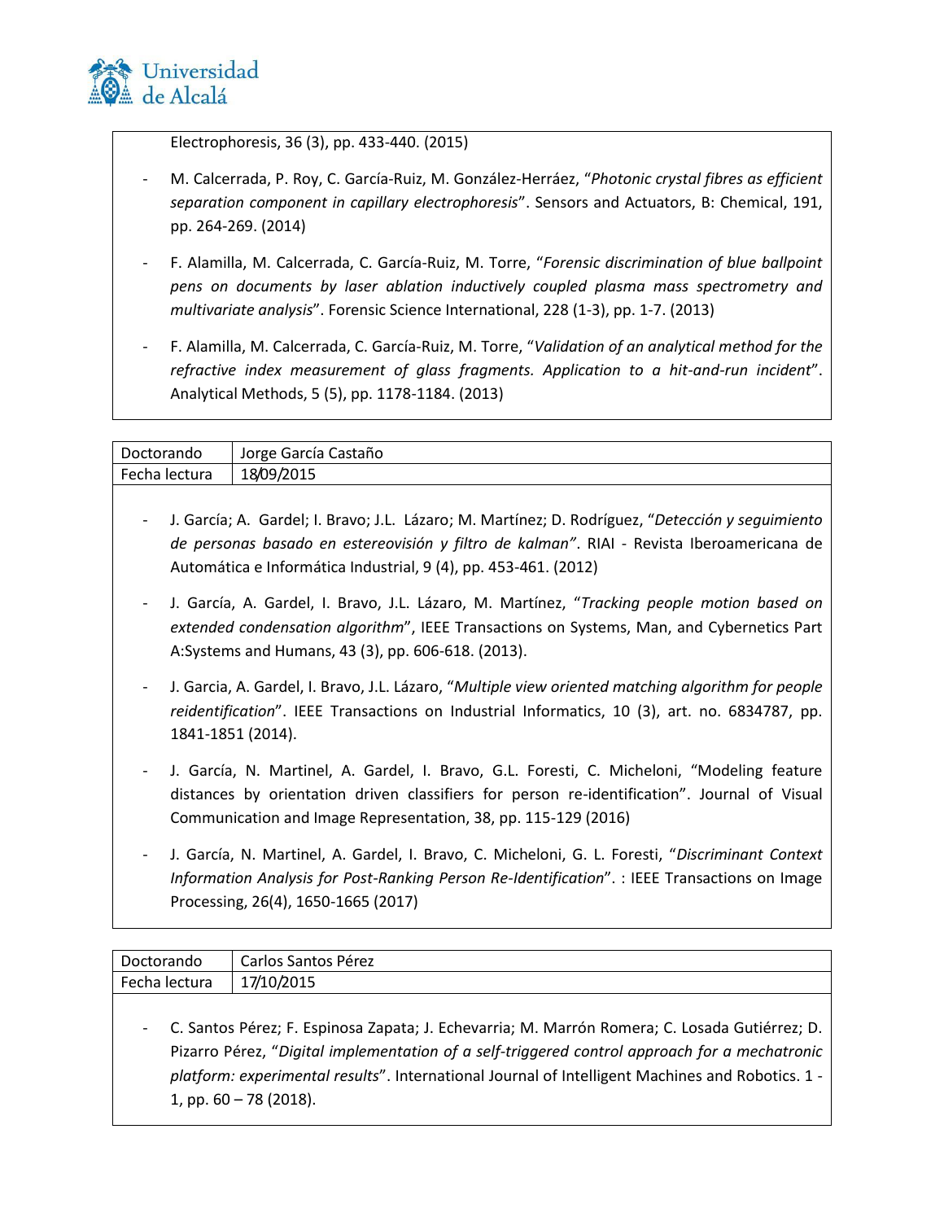Electrophoresis, 36 (3), pp. 433-440. (2015)

- M. Calcerrada, P. Roy, C. García-Ruiz, M. González-Herráez, "*Photonic crystal fibres as efficient separation component in capillary electrophoresis*". Sensors and Actuators, B: Chemical, 191, pp. 264-269. (2014)
- F. Alamilla, M. Calcerrada, C. García-Ruiz, M. Torre, "*Forensic discrimination of blue ballpoint pens on documents by laser ablation inductively coupled plasma mass spectrometry and multivariate analysis*". Forensic Science International, 228 (1-3), pp. 1-7. (2013)
- F. Alamilla, M. Calcerrada, C. García-Ruiz, M. Torre, "*Validation of an analytical method for the refractive index measurement of glass fragments. Application to a hit-and-run incident*". Analytical Methods, 5 (5), pp. 1178-1184. (2013)

| Doctorando | Jorge García Castaño |
|---|---|
| Fecha lectura | 18/09/2015 |

- J. García; A. Gardel; I. Bravo; J.L. Lázaro; M. Martínez; D. Rodríguez, "*Detección y seguimiento de personas basado en estereovisión y filtro de kalman*". RIAI - Revista Iberoamericana de Automática e Informática Industrial, 9 (4), pp. 453-461. (2012)
- J. García, A. Gardel, I. Bravo, J.L. Lázaro, M. Martínez, "*Tracking people motion based on extended condensation algorithm*", IEEE Transactions on Systems, Man, and Cybernetics Part A:Systems and Humans, 43 (3), pp. 606-618. (2013).
- J. Garcia, A. Gardel, I. Bravo, J.L. Lázaro, "*Multiple view oriented matching algorithm for people reidentification*". IEEE Transactions on Industrial Informatics, 10 (3), art. no. 6834787, pp. 1841-1851 (2014).
- J. García, N. Martinel, A. Gardel, I. Bravo, G.L. Foresti, C. Micheloni, "Modeling feature distances by orientation driven classifiers for person re-identification". Journal of Visual Communication and Image Representation, 38, pp. 115-129 (2016)
- J. García, N. Martinel, A. Gardel, I. Bravo, C. Micheloni, G. L. Foresti, "*Discriminant Context Information Analysis for Post-Ranking Person Re-Identification*". : IEEE Transactions on Image Processing, 26(4), 1650-1665 (2017)

| Doctorando | Carlos Santos Pérez |
|---|---|
| Fecha lectura | 17/10/2015 |

- C. Santos Pérez; F. Espinosa Zapata; J. Echevarria; M. Marrón Romera; C. Losada Gutiérrez; D. Pizarro Pérez, "*Digital implementation of a self-triggered control approach for a mechatronic platform: experimental results*". International Journal of Intelligent Machines and Robotics. 1 - 1, pp. 60 – 78 (2018).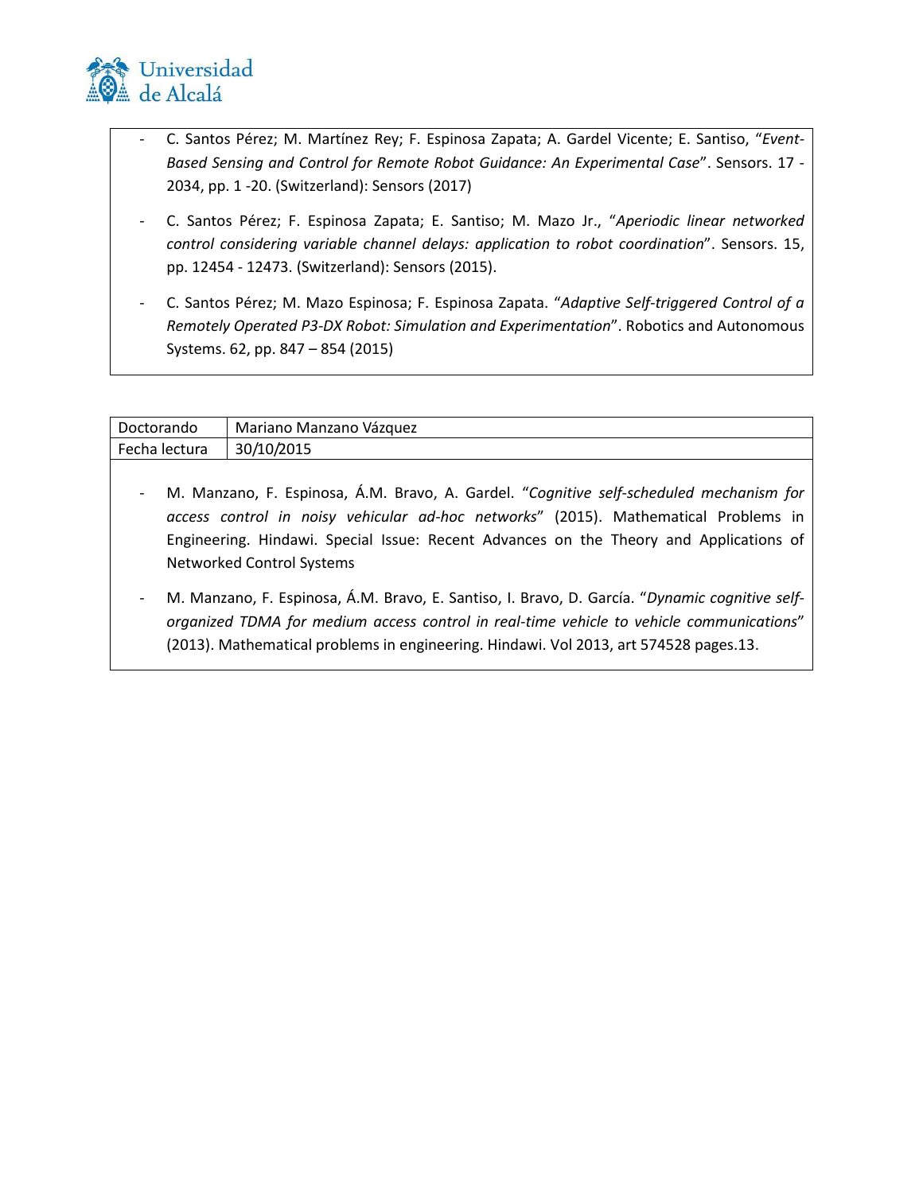- C. Santos Pérez; M. Martínez Rey; F. Espinosa Zapata; A. Gardel Vicente; E. Santiso, "*Event-Based Sensing and Control for Remote Robot Guidance: An Experimental Case*". Sensors. 17 - 2034, pp. 1 -20. (Switzerland): Sensors (2017)
- C. Santos Pérez; F. Espinosa Zapata; E. Santiso; M. Mazo Jr., "*Aperiodic linear networked control considering variable channel delays: application to robot coordination*". Sensors. 15, pp. 12454 - 12473. (Switzerland): Sensors (2015).
- C. Santos Pérez; M. Mazo Espinosa; F. Espinosa Zapata. "*Adaptive Self-triggered Control of a Remotely Operated P3-DX Robot: Simulation and Experimentation*". Robotics and Autonomous Systems. 62, pp. 847 – 854 (2015)

| | |
|---|---|
| Doctorando | Mariano Manzano Vázquez |
| Fecha lectura | 30/10/2015 |

- M. Manzano, F. Espinosa, Á.M. Bravo, A. Gardel. "*Cognitive self-scheduled mechanism for access control in noisy vehicular ad-hoc networks*" (2015). Mathematical Problems in Engineering. Hindawi. Special Issue: Recent Advances on the Theory and Applications of Networked Control Systems
- M. Manzano, F. Espinosa, Á.M. Bravo, E. Santiso, I. Bravo, D. García. "*Dynamic cognitive self-organized TDMA for medium access control in real-time vehicle to vehicle communications*" (2013). Mathematical problems in engineering. Hindawi. Vol 2013, art 574528 pages.13.